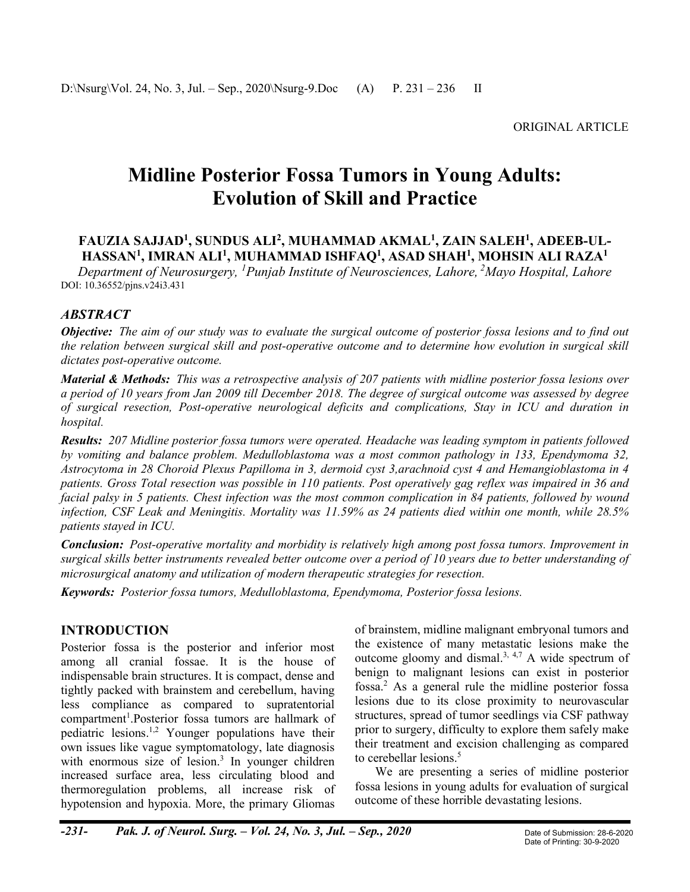ORIGINAL ARTICLE

# Midline Posterior Fossa Tumors in Young Adults: Evolution of Skill and Practice

**FAUZIA SAJJAD[1], SUNDUS ALI[2], MUHAMMAD AKMAL[1], ZAIN SALEH[1], ADEEB-UL-HASSAN[1], IMRAN ALI[1], MUHAMMAD ISHFAQ[1], ASAD SHAH[1], MOHSIN ALI RAZA[1]**

*Department of Neurosurgery, [1]Punjab Institute of Neurosciences, Lahore, [2]Mayo Hospital, Lahore*

DOI: 10.36552/pjns.v24i3.431

## *ABSTRACT*

***Objective:*** *The aim of our study was to evaluate the surgical outcome of posterior fossa lesions and to find out the relation between surgical skill and post-operative outcome and to determine how evolution in surgical skill dictates post-operative outcome.*

***Material & Methods:*** *This was a retrospective analysis of 207 patients with midline posterior fossa lesions over a period of 10 years from Jan 2009 till December 2018. The degree of surgical outcome was assessed by degree of surgical resection, Post-operative neurological deficits and complications, Stay in ICU and duration in hospital.*

***Results:*** *207 Midline posterior fossa tumors were operated. Headache was leading symptom in patients followed by vomiting and balance problem. Medulloblastoma was a most common pathology in 133, Ependymoma 32, Astrocytoma in 28 Choroid Plexus Papilloma in 3, dermoid cyst 3,arachnoid cyst 4 and Hemangioblastoma in 4 patients. Gross Total resection was possible in 110 patients. Post operatively gag reflex was impaired in 36 and facial palsy in 5 patients. Chest infection was the most common complication in 84 patients, followed by wound infection, CSF Leak and Meningitis. Mortality was 11.59% as 24 patients died within one month, while 28.5% patients stayed in ICU.*

***Conclusion:*** *Post-operative mortality and morbidity is relatively high among post fossa tumors. Improvement in surgical skills better instruments revealed better outcome over a period of 10 years due to better understanding of microsurgical anatomy and utilization of modern therapeutic strategies for resection.*

***Keywords:*** *Posterior fossa tumors, Medulloblastoma, Ependymoma, Posterior fossa lesions.*

## INTRODUCTION

Posterior fossa is the posterior and inferior most among all cranial fossae. It is the house of indispensable brain structures. It is compact, dense and tightly packed with brainstem and cerebellum, having less compliance as compared to supratentorial compartment[1].Posterior fossa tumors are hallmark of pediatric lesions.[1,2] Younger populations have their own issues like vague symptomatology, late diagnosis with enormous size of lesion.[3] In younger children increased surface area, less circulating blood and thermoregulation problems, all increase risk of hypotension and hypoxia. More, the primary Gliomas of brainstem, midline malignant embryonal tumors and the existence of many metastatic lesions make the outcome gloomy and dismal.[3, 4,7] A wide spectrum of benign to malignant lesions can exist in posterior fossa.[2] As a general rule the midline posterior fossa lesions due to its close proximity to neurovascular structures, spread of tumor seedlings via CSF pathway prior to surgery, difficulty to explore them safely make their treatment and excision challenging as compared to cerebellar lesions.[5]

We are presenting a series of midline posterior fossa lesions in young adults for evaluation of surgical outcome of these horrible devastating lesions.

Date of Submission: 28-6-2020
Date of Printing: 30-9-2020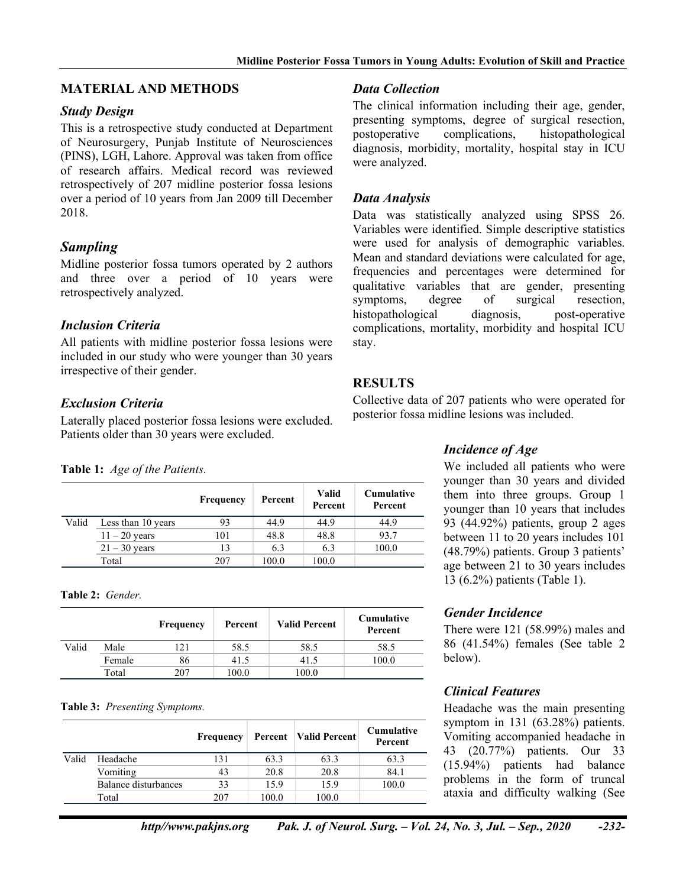## MATERIAL AND METHODS

### *Study Design*

This is a retrospective study conducted at Department of Neurosurgery, Punjab Institute of Neurosciences (PINS), LGH, Lahore. Approval was taken from office of research affairs. Medical record was reviewed retrospectively of 207 midline posterior fossa lesions over a period of 10 years from Jan 2009 till December 2018.

### *Sampling*

Midline posterior fossa tumors operated by 2 authors and three over a period of 10 years were retrospectively analyzed.

### *Inclusion Criteria*

All patients with midline posterior fossa lesions were included in our study who were younger than 30 years irrespective of their gender.

### *Exclusion Criteria*

Laterally placed posterior fossa lesions were excluded. Patients older than 30 years were excluded.

### *Data Collection*

The clinical information including their age, gender, presenting symptoms, degree of surgical resection, postoperative complications, histopathological diagnosis, morbidity, mortality, hospital stay in ICU were analyzed.

### *Data Analysis*

Data was statistically analyzed using SPSS 26. Variables were identified. Simple descriptive statistics were used for analysis of demographic variables. Mean and standard deviations were calculated for age, frequencies and percentages were determined for qualitative variables that are gender, presenting symptoms, degree of surgical resection, histopathological diagnosis, post-operative complications, mortality, morbidity and hospital ICU stay.

## RESULTS

Collective data of 207 patients who were operated for posterior fossa midline lesions was included.

### *Incidence of Age*

We included all patients who were younger than 30 years and divided them into three groups. Group 1 younger than 10 years that includes 93 (44.92%) patients, group 2 ages between 11 to 20 years includes 101 (48.79%) patients. Group 3 patients' age between 21 to 30 years includes 13 (6.2%) patients (Table 1).

**Table 1:** *Age of the Patients.*

| | | Frequency | Percent | Valid Percent | Cumulative Percent |
|---|---|---|---|---|---|
| Valid | Less than 10 years | 93 | 44.9 | 44.9 | 44.9 |
| | 11 – 20 years | 101 | 48.8 | 48.8 | 93.7 |
| | 21 – 30 years | 13 | 6.3 | 6.3 | 100.0 |
| | Total | 207 | 100.0 | 100.0 | |

### *Gender Incidence*

There were 121 (58.99%) males and 86 (41.54%) females (See table 2 below).

**Table 2:** *Gender.*

| | | Frequency | Percent | Valid Percent | Cumulative Percent |
|---|---|---|---|---|---|
| Valid | Male | 121 | 58.5 | 58.5 | 58.5 |
| | Female | 86 | 41.5 | 41.5 | 100.0 |
| | Total | 207 | 100.0 | 100.0 | |

### *Clinical Features*

Headache was the main presenting symptom in 131 (63.28%) patients. Vomiting accompanied headache in 43 (20.77%) patients. Our 33 (15.94%) patients had balance problems in the form of truncal ataxia and difficulty walking (See

**Table 3:** *Presenting Symptoms.*

| | | Frequency | Percent | Valid Percent | Cumulative Percent |
|---|---|---|---|---|---|
| Valid | Headache | 131 | 63.3 | 63.3 | 63.3 |
| | Vomiting | 43 | 20.8 | 20.8 | 84.1 |
| | Balance disturbances | 33 | 15.9 | 15.9 | 100.0 |
| | Total | 207 | 100.0 | 100.0 | |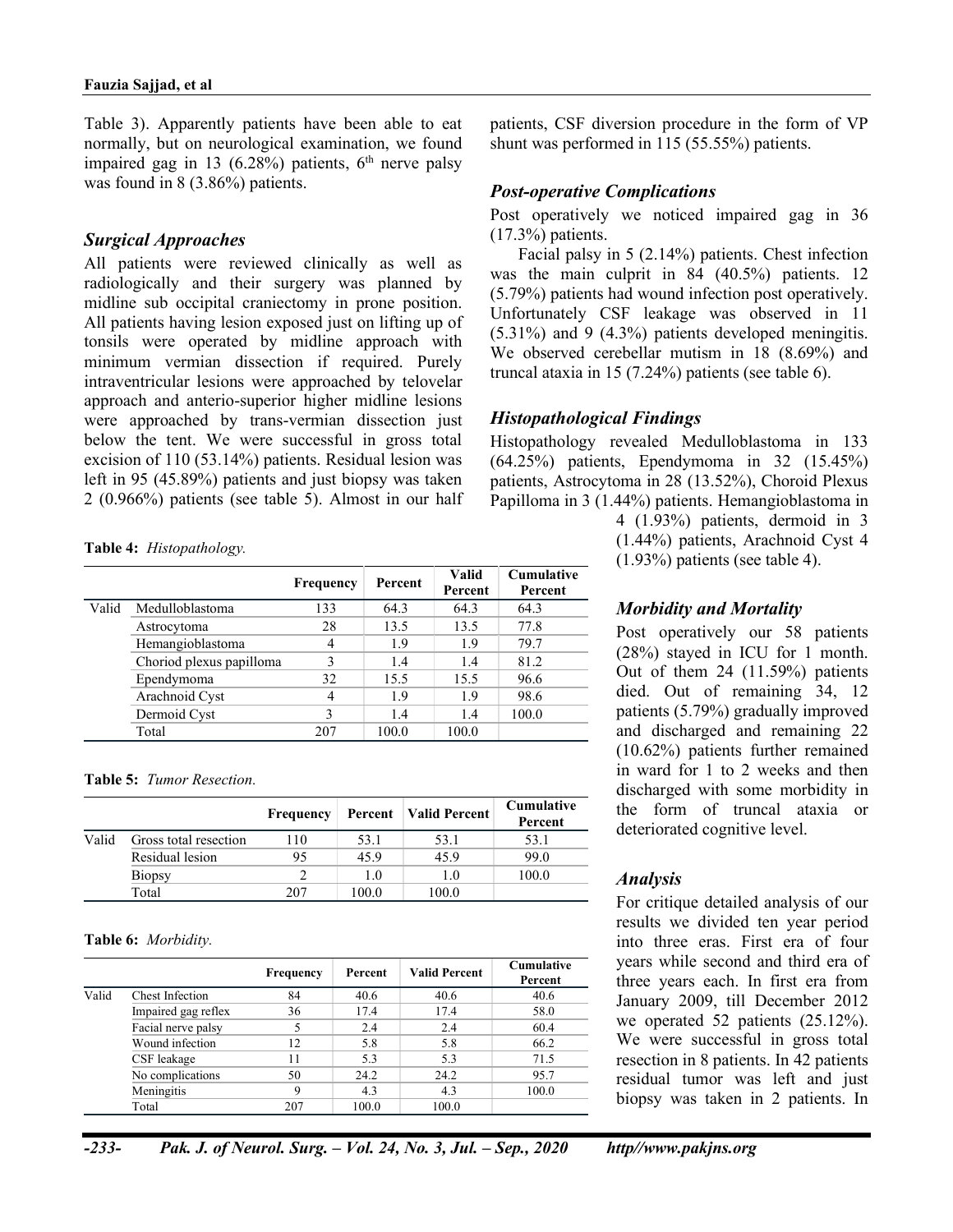Table 3). Apparently patients have been able to eat normally, but on neurological examination, we found impaired gag in 13 (6.28%) patients, 6th nerve palsy was found in 8 (3.86%) patients.

## Surgical Approaches

All patients were reviewed clinically as well as radiologically and their surgery was planned by midline sub occipital craniectomy in prone position. All patients having lesion exposed just on lifting up of tonsils were operated by midline approach with minimum vermian dissection if required. Purely intraventricular lesions were approached by telovelar approach and anterio-superior higher midline lesions were approached by trans-vermian dissection just below the tent. We were successful in gross total excision of 110 (53.14%) patients. Residual lesion was left in 95 (45.89%) patients and just biopsy was taken 2 (0.966%) patients (see table 5). Almost in our half patients, CSF diversion procedure in the form of VP shunt was performed in 115 (55.55%) patients.

## Post-operative Complications

Post operatively we noticed impaired gag in 36 (17.3%) patients.

Facial palsy in 5 (2.14%) patients. Chest infection was the main culprit in 84 (40.5%) patients. 12 (5.79%) patients had wound infection post operatively. Unfortunately CSF leakage was observed in 11 (5.31%) and 9 (4.3%) patients developed meningitis. We observed cerebellar mutism in 18 (8.69%) and truncal ataxia in 15 (7.24%) patients (see table 6).

## Histopathological Findings

Histopathology revealed Medulloblastoma in 133 (64.25%) patients, Ependymoma in 32 (15.45%) patients, Astrocytoma in 28 (13.52%), Choroid Plexus Papilloma in 3 (1.44%) patients. Hemangioblastoma in 4 (1.93%) patients, dermoid in 3 (1.44%) patients, Arachnoid Cyst 4 (1.93%) patients (see table 4).

**Table 4:** *Histopathology.*

| | | Frequency | Percent | Valid Percent | Cumulative Percent |
|---|---|---|---|---|---|
| Valid | Medulloblastoma | 133 | 64.3 | 64.3 | 64.3 |
| | Astrocytoma | 28 | 13.5 | 13.5 | 77.8 |
| | Hemangioblastoma | 4 | 1.9 | 1.9 | 79.7 |
| | Choriod plexus papilloma | 3 | 1.4 | 1.4 | 81.2 |
| | Ependymoma | 32 | 15.5 | 15.5 | 96.6 |
| | Arachnoid Cyst | 4 | 1.9 | 1.9 | 98.6 |
| | Dermoid Cyst | 3 | 1.4 | 1.4 | 100.0 |
| | Total | 207 | 100.0 | 100.0 | |

**Table 5:** *Tumor Resection.*

| | | Frequency | Percent | Valid Percent | Cumulative Percent |
|---|---|---|---|---|---|
| Valid | Gross total resection | 110 | 53.1 | 53.1 | 53.1 |
| | Residual lesion | 95 | 45.9 | 45.9 | 99.0 |
| | Biopsy | 2 | 1.0 | 1.0 | 100.0 |
| | Total | 207 | 100.0 | 100.0 | |

**Table 6:** *Morbidity.*

| | | Frequency | Percent | Valid Percent | Cumulative Percent |
|---|---|---|---|---|---|
| Valid | Chest Infection | 84 | 40.6 | 40.6 | 40.6 |
| | Impaired gag reflex | 36 | 17.4 | 17.4 | 58.0 |
| | Facial nerve palsy | 5 | 2.4 | 2.4 | 60.4 |
| | Wound infection | 12 | 5.8 | 5.8 | 66.2 |
| | CSF leakage | 11 | 5.3 | 5.3 | 71.5 |
| | No complications | 50 | 24.2 | 24.2 | 95.7 |
| | Meningitis | 9 | 4.3 | 4.3 | 100.0 |
| | Total | 207 | 100.0 | 100.0 | |

## Morbidity and Mortality

Post operatively our 58 patients (28%) stayed in ICU for 1 month. Out of them 24 (11.59%) patients died. Out of remaining 34, 12 patients (5.79%) gradually improved and discharged and remaining 22 (10.62%) patients further remained in ward for 1 to 2 weeks and then discharged with some morbidity in the form of truncal ataxia or deteriorated cognitive level.

## Analysis

For critique detailed analysis of our results we divided ten year period into three eras. First era of four years while second and third era of three years each. In first era from January 2009, till December 2012 we operated 52 patients (25.12%). We were successful in gross total resection in 8 patients. In 42 patients residual tumor was left and just biopsy was taken in 2 patients. In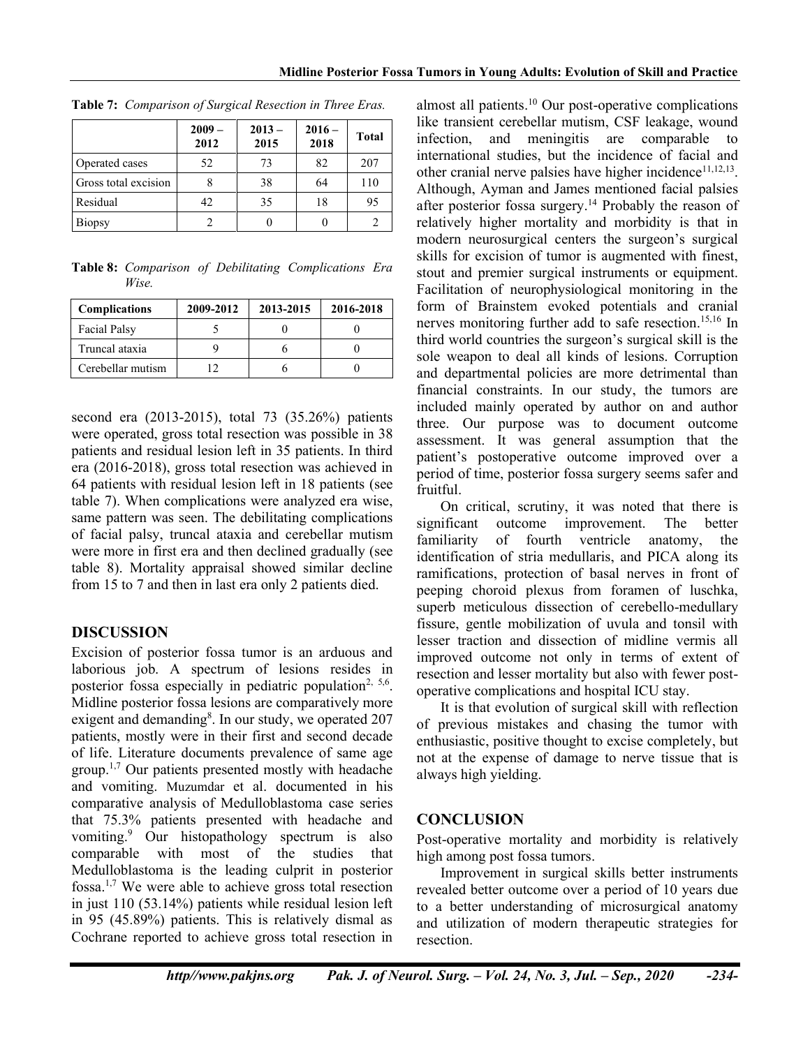**Table 7:** *Comparison of Surgical Resection in Three Eras.*

| | 2009 – 2012 | 2013 – 2015 | 2016 – 2018 | Total |
|---|---|---|---|---|
| Operated cases | 52 | 73 | 82 | 207 |
| Gross total excision | 8 | 38 | 64 | 110 |
| Residual | 42 | 35 | 18 | 95 |
| Biopsy | 2 | 0 | 0 | 2 |

**Table 8:** *Comparison of Debilitating Complications Era Wise.*

| Complications | 2009-2012 | 2013-2015 | 2016-2018 |
|---|---|---|---|
| Facial Palsy | 5 | 0 | 0 |
| Truncal ataxia | 9 | 6 | 0 |
| Cerebellar mutism | 12 | 6 | 0 |

second era (2013-2015), total 73 (35.26%) patients were operated, gross total resection was possible in 38 patients and residual lesion left in 35 patients. In third era (2016-2018), gross total resection was achieved in 64 patients with residual lesion left in 18 patients (see table 7). When complications were analyzed era wise, same pattern was seen. The debilitating complications of facial palsy, truncal ataxia and cerebellar mutism were more in first era and then declined gradually (see table 8). Mortality appraisal showed similar decline from 15 to 7 and then in last era only 2 patients died.

## DISCUSSION

Excision of posterior fossa tumor is an arduous and laborious job. A spectrum of lesions resides in posterior fossa especially in pediatric population[2, 5,6]. Midline posterior fossa lesions are comparatively more exigent and demanding[8]. In our study, we operated 207 patients, mostly were in their first and second decade of life. Literature documents prevalence of same age group.[1,7] Our patients presented mostly with headache and vomiting. Muzumdar et al. documented in his comparative analysis of Medulloblastoma case series that 75.3% patients presented with headache and vomiting.[9] Our histopathology spectrum is also comparable with most of the studies that Medulloblastoma is the leading culprit in posterior fossa.[1,7] We were able to achieve gross total resection in just 110 (53.14%) patients while residual lesion left in 95 (45.89%) patients. This is relatively dismal as Cochrane reported to achieve gross total resection in almost all patients.[10] Our post-operative complications like transient cerebellar mutism, CSF leakage, wound infection, and meningitis are comparable to international studies, but the incidence of facial and other cranial nerve palsies have higher incidence[11,12,13]. Although, Ayman and James mentioned facial palsies after posterior fossa surgery.[14] Probably the reason of relatively higher mortality and morbidity is that in modern neurosurgical centers the surgeon's surgical skills for excision of tumor is augmented with finest, stout and premier surgical instruments or equipment. Facilitation of neurophysiological monitoring in the form of Brainstem evoked potentials and cranial nerves monitoring further add to safe resection.[15,16] In third world countries the surgeon's surgical skill is the sole weapon to deal all kinds of lesions. Corruption and departmental policies are more detrimental than financial constraints. In our study, the tumors are included mainly operated by author on and author three. Our purpose was to document outcome assessment. It was general assumption that the patient's postoperative outcome improved over a period of time, posterior fossa surgery seems safer and fruitful.

On critical, scrutiny, it was noted that there is significant outcome improvement. The better familiarity of fourth ventricle anatomy, the identification of stria medullaris, and PICA along its ramifications, protection of basal nerves in front of peeping choroid plexus from foramen of luschka, superb meticulous dissection of cerebello-medullary fissure, gentle mobilization of uvula and tonsil with lesser traction and dissection of midline vermis all improved outcome not only in terms of extent of resection and lesser mortality but also with fewer post-operative complications and hospital ICU stay.

It is that evolution of surgical skill with reflection of previous mistakes and chasing the tumor with enthusiastic, positive thought to excise completely, but not at the expense of damage to nerve tissue that is always high yielding.

## CONCLUSION

Post-operative mortality and morbidity is relatively high among post fossa tumors.

Improvement in surgical skills better instruments revealed better outcome over a period of 10 years due to a better understanding of microsurgical anatomy and utilization of modern therapeutic strategies for resection.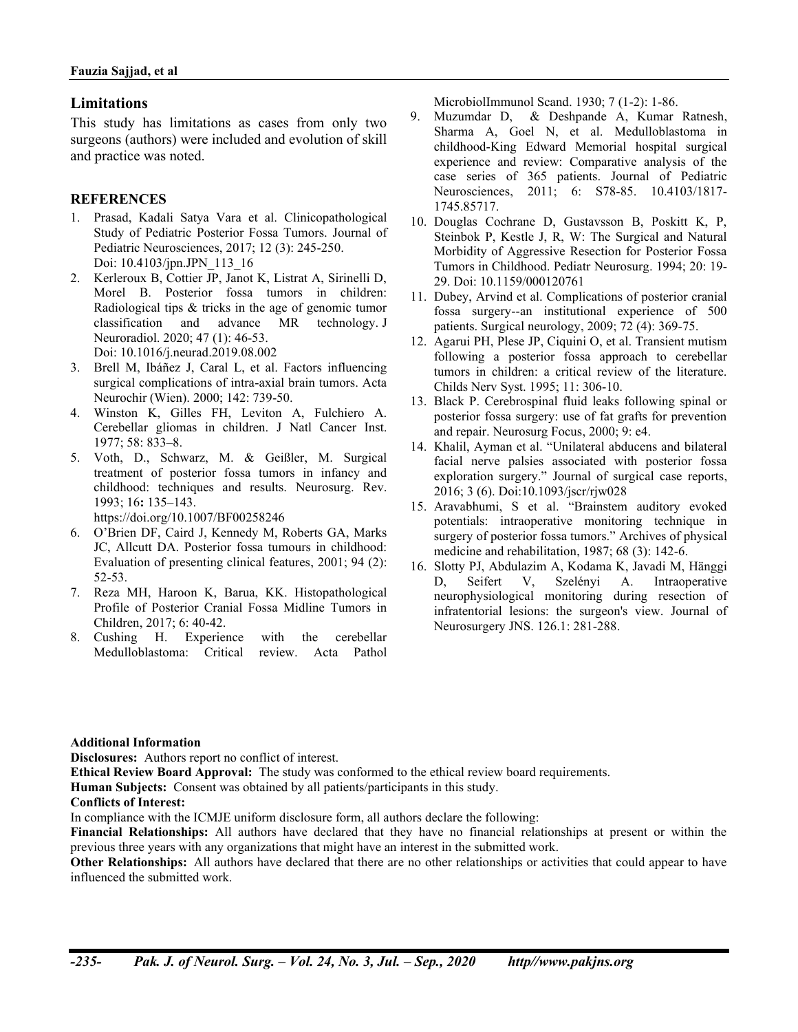## Limitations

This study has limitations as cases from only two surgeons (authors) were included and evolution of skill and practice was noted.

## REFERENCES

1. Prasad, Kadali Satya Vara et al. Clinicopathological Study of Pediatric Posterior Fossa Tumors. Journal of Pediatric Neurosciences, 2017; 12 (3): 245-250. Doi: 10.4103/jpn.JPN_113_16
2. Kerleroux B, Cottier JP, Janot K, Listrat A, Sirinelli D, Morel B. Posterior fossa tumors in children: Radiological tips & tricks in the age of genomic tumor classification and advance MR technology. J Neuroradiol. 2020; 47 (1): 46-53. Doi: 10.1016/j.neurad.2019.08.002
3. Brell M, Ibáñez J, Caral L, et al. Factors influencing surgical complications of intra-axial brain tumors. Acta Neurochir (Wien). 2000; 142: 739-50.
4. Winston K, Gilles FH, Leviton A, Fulchiero A. Cerebellar gliomas in children. J Natl Cancer Inst. 1977; 58: 833–8.
5. Voth, D., Schwarz, M. & Geißler, M. Surgical treatment of posterior fossa tumors in infancy and childhood: techniques and results. Neurosurg. Rev. 1993; 16**:** 135–143. https://doi.org/10.1007/BF00258246
6. O'Brien DF, Caird J, Kennedy M, Roberts GA, Marks JC, Allcutt DA. Posterior fossa tumours in childhood: Evaluation of presenting clinical features, 2001; 94 (2): 52-53.
7. Reza MH, Haroon K, Barua, KK. Histopathological Profile of Posterior Cranial Fossa Midline Tumors in Children, 2017; 6: 40-42.
8. Cushing H. Experience with the cerebellar Medulloblastoma: Critical review. Acta Pathol MicrobiolImmunol Scand. 1930; 7 (1-2): 1-86.
9. Muzumdar D, & Deshpande A, Kumar Ratnesh, Sharma A, Goel N, et al. Medulloblastoma in childhood-King Edward Memorial hospital surgical experience and review: Comparative analysis of the case series of 365 patients. Journal of Pediatric Neurosciences, 2011; 6: S78-85. 10.4103/1817-1745.85717.
10. Douglas Cochrane D, Gustavsson B, Poskitt K, P, Steinbok P, Kestle J, R, W: The Surgical and Natural Morbidity of Aggressive Resection for Posterior Fossa Tumors in Childhood. Pediatr Neurosurg. 1994; 20: 19-29. Doi: 10.1159/000120761
11. Dubey, Arvind et al. Complications of posterior cranial fossa surgery--an institutional experience of 500 patients. Surgical neurology, 2009; 72 (4): 369-75.
12. Agarui PH, Plese JP, Ciquini O, et al. Transient mutism following a posterior fossa approach to cerebellar tumors in children: a critical review of the literature. Childs Nerv Syst. 1995; 11: 306-10.
13. Black P. Cerebrospinal fluid leaks following spinal or posterior fossa surgery: use of fat grafts for prevention and repair. Neurosurg Focus, 2000; 9: e4.
14. Khalil, Ayman et al. "Unilateral abducens and bilateral facial nerve palsies associated with posterior fossa exploration surgery." Journal of surgical case reports, 2016; 3 (6). Doi:10.1093/jscr/rjw028
15. Aravabhumi, S et al. "Brainstem auditory evoked potentials: intraoperative monitoring technique in surgery of posterior fossa tumors." Archives of physical medicine and rehabilitation, 1987; 68 (3): 142-6.
16. Slotty PJ, Abdulazim A, Kodama K, Javadi M, Hänggi D, Seifert V, Szelényi A. Intraoperative neurophysiological monitoring during resection of infratentorial lesions: the surgeon's view. Journal of Neurosurgery JNS. 126.1: 281-288.

**Additional Information**

**Disclosures:** Authors report no conflict of interest.

**Ethical Review Board Approval:** The study was conformed to the ethical review board requirements.

**Human Subjects:** Consent was obtained by all patients/participants in this study.

**Conflicts of Interest:**

In compliance with the ICMJE uniform disclosure form, all authors declare the following:

**Financial Relationships:** All authors have declared that they have no financial relationships at present or within the previous three years with any organizations that might have an interest in the submitted work.

**Other Relationships:** All authors have declared that there are no other relationships or activities that could appear to have influenced the submitted work.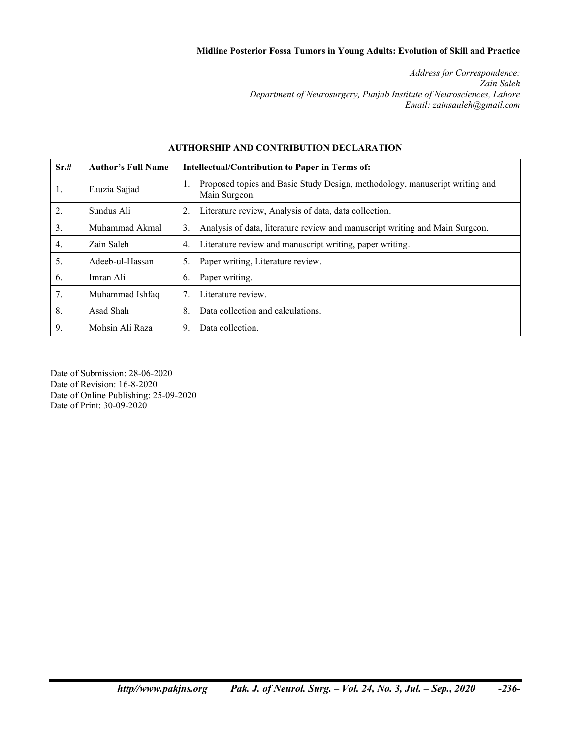*Address for Correspondence:*
*Zain Saleh*
*Department of Neurosurgery, Punjab Institute of Neurosciences, Lahore*
*Email: zainsauleh@gmail.com*

**AUTHORSHIP AND CONTRIBUTION DECLARATION**

| Sr.# | Author's Full Name | Intellectual/Contribution to Paper in Terms of: |
|---|---|---|
| 1. | Fauzia Sajjad | 1. Proposed topics and Basic Study Design, methodology, manuscript writing and Main Surgeon. |
| 2. | Sundus Ali | 2. Literature review, Analysis of data, data collection. |
| 3. | Muhammad Akmal | 3. Analysis of data, literature review and manuscript writing and Main Surgeon. |
| 4. | Zain Saleh | 4. Literature review and manuscript writing, paper writing. |
| 5. | Adeeb-ul-Hassan | 5. Paper writing, Literature review. |
| 6. | Imran Ali | 6. Paper writing. |
| 7. | Muhammad Ishfaq | 7. Literature review. |
| 8. | Asad Shah | 8. Data collection and calculations. |
| 9. | Mohsin Ali Raza | 9. Data collection. |

Date of Submission: 28-06-2020
Date of Revision: 16-8-2020
Date of Online Publishing: 25-09-2020
Date of Print: 30-09-2020